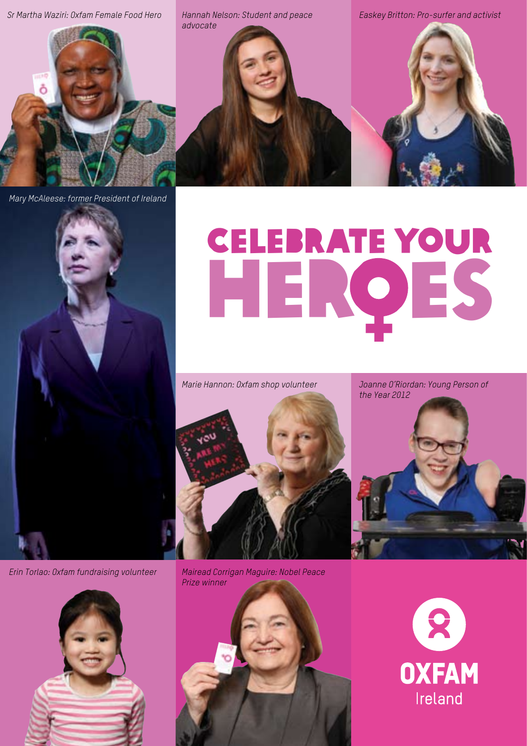# CELEBRATE YOUR HEROES

*Sr Martha Waziri: Oxfam Female Food Hero*

*Hannah Nelson: Student and peace advocate*

*Easkey Britton: Pro-surfer and activist*

*Mary McAleese: former President of Ireland*

*Marie Hannon: Oxfam shop volunteer*

*Joanne O'Riordan: Young Person of the Year 2012*

*Erin Torlao: Oxfam fundraising volunteer*

*Mairead Corrigan Maguire: Nobel Peace Prize winner*

OXFAM Ireland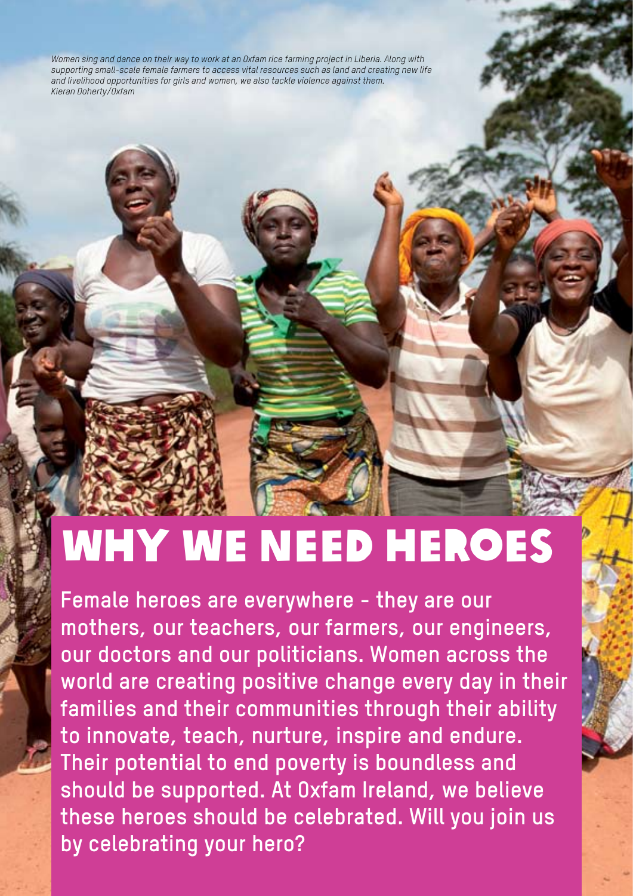*Women sing and dance on their way to work at an Oxfam rice farming project in Liberia. Along with supporting small-scale female farmers to access vital resources such as land and creating new life and livelihood opportunities for girls and women, we also tackle violence against them. Kieran Doherty/Oxfam*

# WHY WE NEED HEROES

**Female heroes are everywhere - they are our mothers, our teachers, our farmers, our engineers, our doctors and our politicians. Women across the world are creating positive change every day in their families and their communities through their ability to innovate, teach, nurture, inspire and endure. Their potential to end poverty is boundless and should be supported. At Oxfam Ireland, we believe these heroes should be celebrated. Will you join us by celebrating your hero?**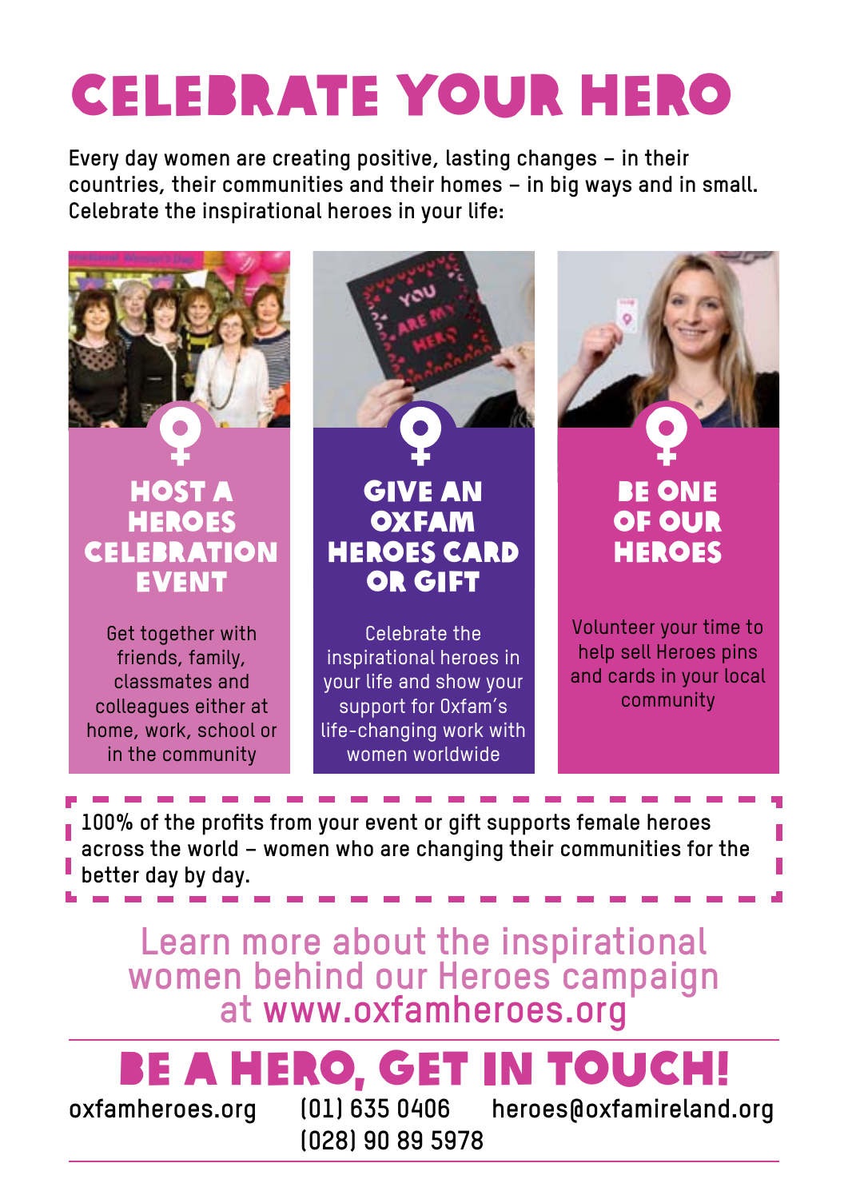# CELEBRATE YOUR HERO

**Every day women are creating positive, lasting changes – in their countries, their communities and their homes – in big ways and in small. Celebrate the inspirational heroes in your life:**

## HOST A HEROES CELEBRATION EVENT

Get together with friends, family, classmates and colleagues either at home, work, school or in the community

## GIVE AN OXFAM HEROES CARD OR GIFT

Celebrate the inspirational heroes in your life and show your support for Oxfam's life-changing work with women worldwide

## BE ONE OF OUR HEROES

Volunteer your time to help sell Heroes pins and cards in your local community

100% of the profits from your event or gift supports female heroes across the world – women who are changing their communities for the better day by day.

Learn more about the inspirational women behind our Heroes campaign at www.oxfamheroes.org

## BE A HERO, GET IN TOUCH!

oxfamheroes.org

(01) 635 0406
(028) 90 89 5978

heroes@oxfamireland.org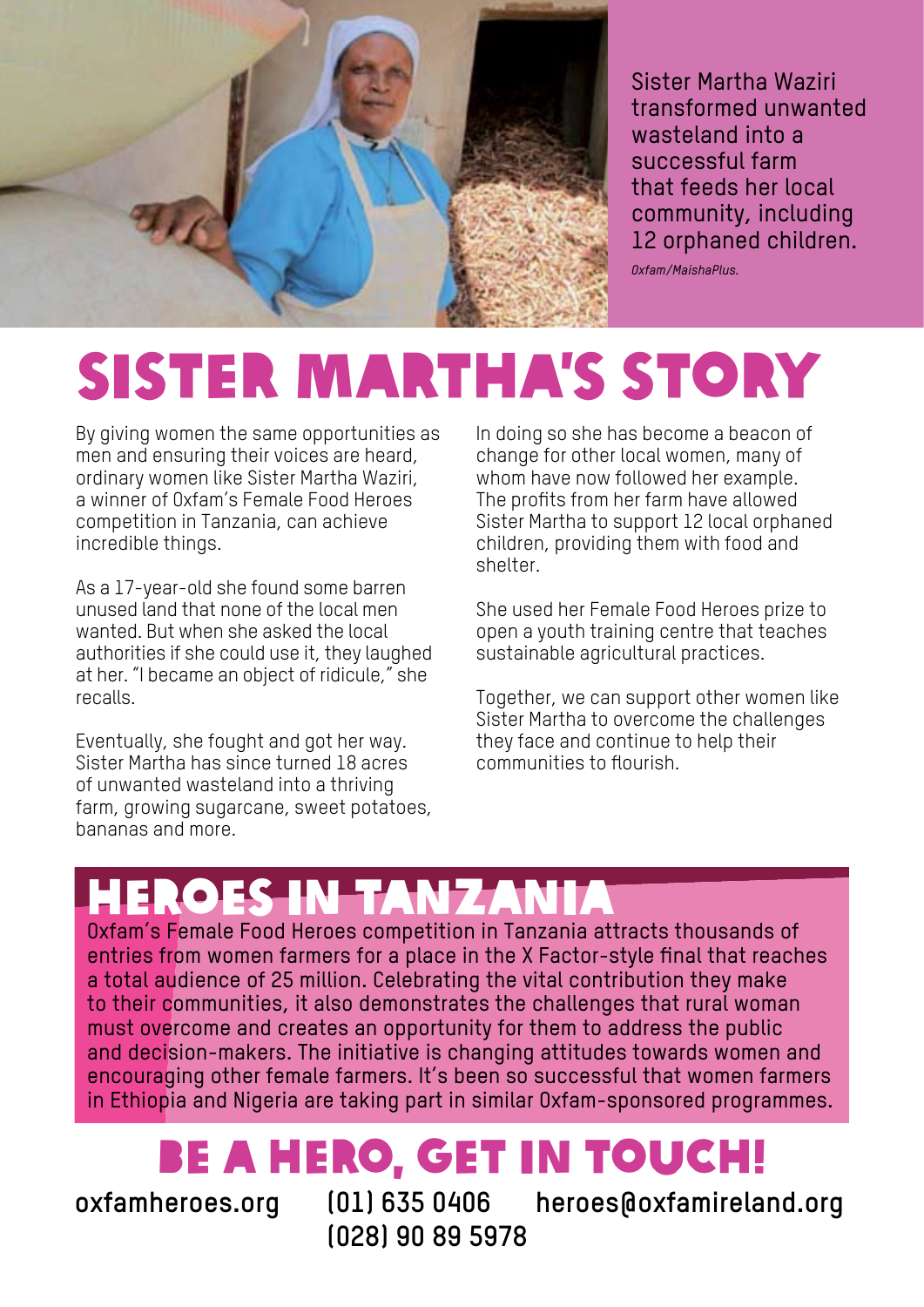Sister Martha Waziri transformed unwanted wasteland into a successful farm that feeds her local community, including 12 orphaned children.

*Oxfam/MaishaPlus.*

# SISTER MARTHA'S STORY

By giving women the same opportunities as men and ensuring their voices are heard, ordinary women like Sister Martha Waziri, a winner of Oxfam's Female Food Heroes competition in Tanzania, can achieve incredible things.

As a 17-year-old she found some barren unused land that none of the local men wanted. But when she asked the local authorities if she could use it, they laughed at her. "I became an object of ridicule," she recalls.

Eventually, she fought and got her way. Sister Martha has since turned 18 acres of unwanted wasteland into a thriving farm, growing sugarcane, sweet potatoes, bananas and more.

In doing so she has become a beacon of change for other local women, many of whom have now followed her example. The profits from her farm have allowed Sister Martha to support 12 local orphaned children, providing them with food and shelter.

She used her Female Food Heroes prize to open a youth training centre that teaches sustainable agricultural practices.

Together, we can support other women like Sister Martha to overcome the challenges they face and continue to help their communities to flourish.

## HEROES IN TANZANIA

Oxfam's Female Food Heroes competition in Tanzania attracts thousands of entries from women farmers for a place in the X Factor-style final that reaches a total audience of 25 million. Celebrating the vital contribution they make to their communities, it also demonstrates the challenges that rural woman must overcome and creates an opportunity for them to address the public and decision-makers. The initiative is changing attitudes towards women and encouraging other female farmers. It's been so successful that women farmers in Ethiopia and Nigeria are taking part in similar Oxfam-sponsored programmes.

## BE A HERO, GET IN TOUCH!

**oxfamheroes.org** **(01) 635 0406** **(028) 90 89 5978** **heroes@oxfamireland.org**